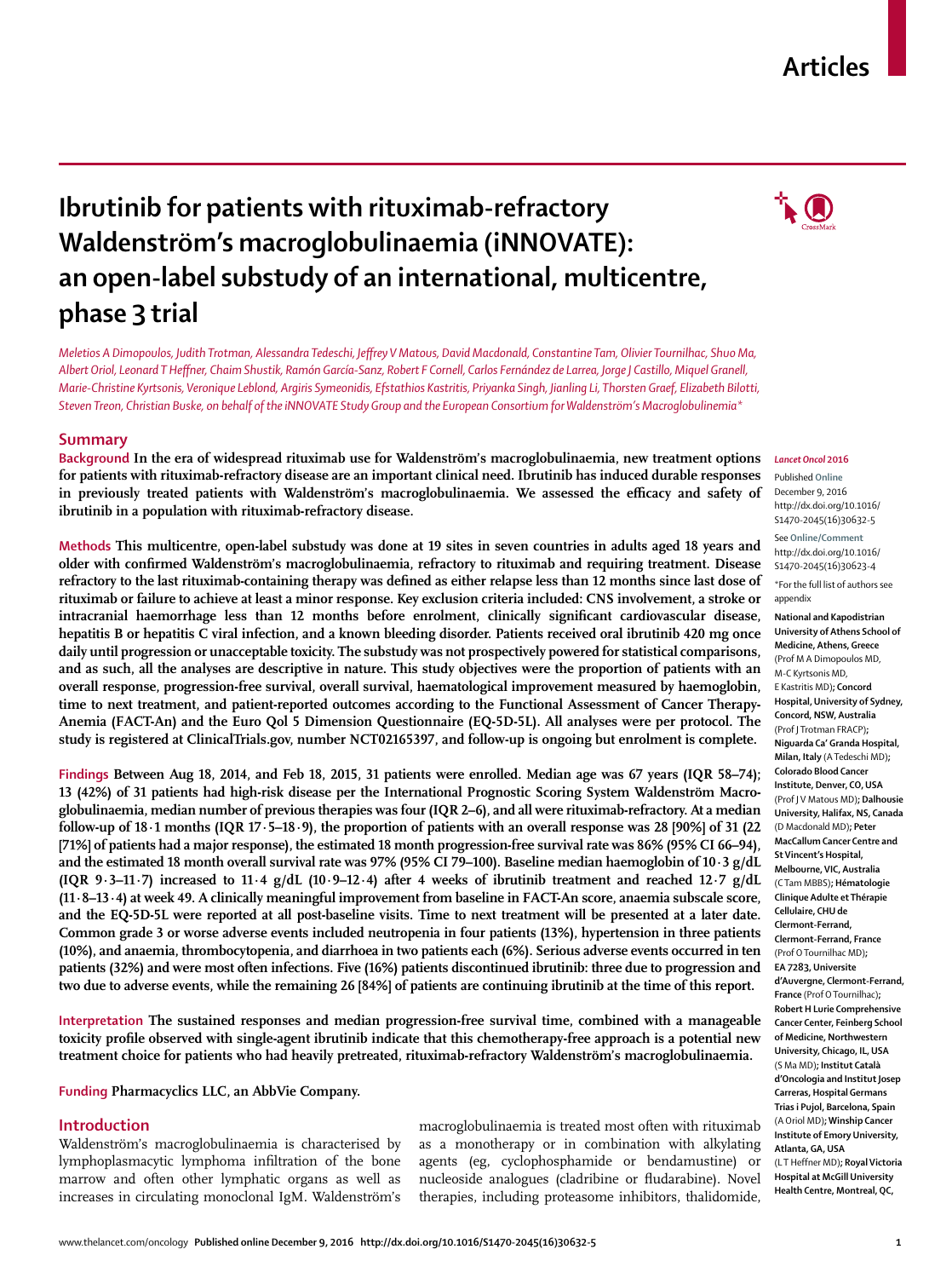# Ibrutinib for patients with rituximab-refractory Waldenström's macroglobulinaemia (iNNOVATE): an open-label substudy of an international, multicentre, phase 3 trial

*Meletios A Dimopoulos, Judith Trotman, Alessandra Tedeschi, Jeffrey V Matous, David Macdonald, Constantine Tam, Olivier Tournilhac, Shuo Ma, Albert Oriol, Leonard T Heffner, Chaim Shustik, Ramón García-Sanz, Robert F Cornell, Carlos Fernández de Larrea, Jorge J Castillo, Miquel Granell, Marie-Christine Kyrtsonis, Veronique Leblond, Argiris Symeonidis, Efstathios Kastritis, Priyanka Singh, Jianling Li, Thorsten Graef, Elizabeth Bilotti, Steven Treon, Christian Buske, on behalf of the iNNOVATE Study Group and the European Consortium for Waldenström's Macroglobulinemia\**

## Summary

**Background** In the era of widespread rituximab use for Waldenström's macroglobulinaemia, new treatment options for patients with rituximab-refractory disease are an important clinical need. Ibrutinib has induced durable responses in previously treated patients with Waldenström's macroglobulinaemia. We assessed the efficacy and safety of ibrutinib in a population with rituximab-refractory disease.

**Methods** This multicentre, open-label substudy was done at 19 sites in seven countries in adults aged 18 years and older with confirmed Waldenström's macroglobulinaemia, refractory to rituximab and requiring treatment. Disease refractory to the last rituximab-containing therapy was defined as either relapse less than 12 months since last dose of rituximab or failure to achieve at least a minor response. Key exclusion criteria included: CNS involvement, a stroke or intracranial haemorrhage less than 12 months before enrolment, clinically significant cardiovascular disease, hepatitis B or hepatitis C viral infection, and a known bleeding disorder. Patients received oral ibrutinib 420 mg once daily until progression or unacceptable toxicity. The substudy was not prospectively powered for statistical comparisons, and as such, all the analyses are descriptive in nature. This study objectives were the proportion of patients with an overall response, progression-free survival, overall survival, haematological improvement measured by haemoglobin, time to next treatment, and patient-reported outcomes according to the Functional Assessment of Cancer Therapy-Anemia (FACT-An) and the Euro Qol 5 Dimension Questionnaire (EQ-5D-5L). All analyses were per protocol. The study is registered at ClinicalTrials.gov, number NCT02165397, and follow-up is ongoing but enrolment is complete.

**Findings** Between Aug 18, 2014, and Feb 18, 2015, 31 patients were enrolled. Median age was 67 years (IQR 58–74); 13 (42%) of 31 patients had high-risk disease per the International Prognostic Scoring System Waldenström Macroglobulinaemia, median number of previous therapies was four (IQR 2–6), and all were rituximab-refractory. At a median follow-up of 18·1 months (IQR 17·5–18·9), the proportion of patients with an overall response was 28 [90%] of 31 (22 [71%] of patients had a major response), the estimated 18 month progression-free survival rate was 86% (95% CI 66–94), and the estimated 18 month overall survival rate was 97% (95% CI 79–100). Baseline median haemoglobin of 10·3 g/dL (IQR 9·3–11·7) increased to 11·4 g/dL (10·9–12·4) after 4 weeks of ibrutinib treatment and reached 12·7 g/dL (11·8–13·4) at week 49. A clinically meaningful improvement from baseline in FACT-An score, anaemia subscale score, and the EQ-5D-5L were reported at all post-baseline visits. Time to next treatment will be presented at a later date. Common grade 3 or worse adverse events included neutropenia in four patients (13%), hypertension in three patients (10%), and anaemia, thrombocytopenia, and diarrhoea in two patients each (6%). Serious adverse events occurred in ten patients (32%) and were most often infections. Five (16%) patients discontinued ibrutinib: three due to progression and two due to adverse events, while the remaining 26 [84%] of patients are continuing ibrutinib at the time of this report.

**Interpretation** The sustained responses and median progression-free survival time, combined with a manageable toxicity profile observed with single-agent ibrutinib indicate that this chemotherapy-free approach is a potential new treatment choice for patients who had heavily pretreated, rituximab-refractory Waldenström's macroglobulinaemia.

**Funding** Pharmacyclics LLC, an AbbVie Company.

*Lancet Oncol* 2016

Published Online December 9, 2016 http://dx.doi.org/10.1016/S1470-2045(16)30632-5

See Online/Comment http://dx.doi.org/10.1016/S1470-2045(16)30623-4

\*For the full list of authors see appendix

**National and Kapodistrian University of Athens School of Medicine, Athens, Greece** (Prof M A Dimopoulos MD, M-C Kyrtsonis MD, E Kastritis MD); **Concord Hospital, University of Sydney, Concord, NSW, Australia** (Prof J Trotman FRACP); **Niguarda Ca' Granda Hospital, Milan, Italy** (A Tedeschi MD); **Colorado Blood Cancer Institute, Denver, CO, USA** (Prof J V Matous MD); **Dalhousie University, Halifax, NS, Canada** (D Macdonald MD); **Peter MacCallum Cancer Centre and St Vincent's Hospital, Melbourne, VIC, Australia** (C Tam MBBS); **Hématologie Clinique Adulte et Thérapie Cellulaire, CHU de Clermont-Ferrand, Clermont-Ferrand, France** (Prof O Tournilhac MD); **EA 7283, Universite d'Auvergne, Clermont-Ferrand, France** (Prof O Tournilhac); **Robert H Lurie Comprehensive Cancer Center, Feinberg School of Medicine, Northwestern University, Chicago, IL, USA** (S Ma MD); **Institut Català d'Oncologia and Institut Josep Carreras, Hospital Germans Trias i Pujol, Barcelona, Spain** (A Oriol MD); **Winship Cancer Institute of Emory University, Atlanta, GA, USA** (L T Heffner MD); **Royal Victoria Hospital at McGill University Health Centre, Montreal, QC,**

## Introduction

Waldenström's macroglobulinaemia is characterised by lymphoplasmacytic lymphoma infiltration of the bone marrow and often other lymphatic organs as well as increases in circulating monoclonal IgM. Waldenström's macroglobulinaemia is treated most often with rituximab as a monotherapy or in combination with alkylating agents (eg, cyclophosphamide or bendamustine) or nucleoside analogues (cladribine or fludarabine). Novel therapies, including proteasome inhibitors, thalidomide,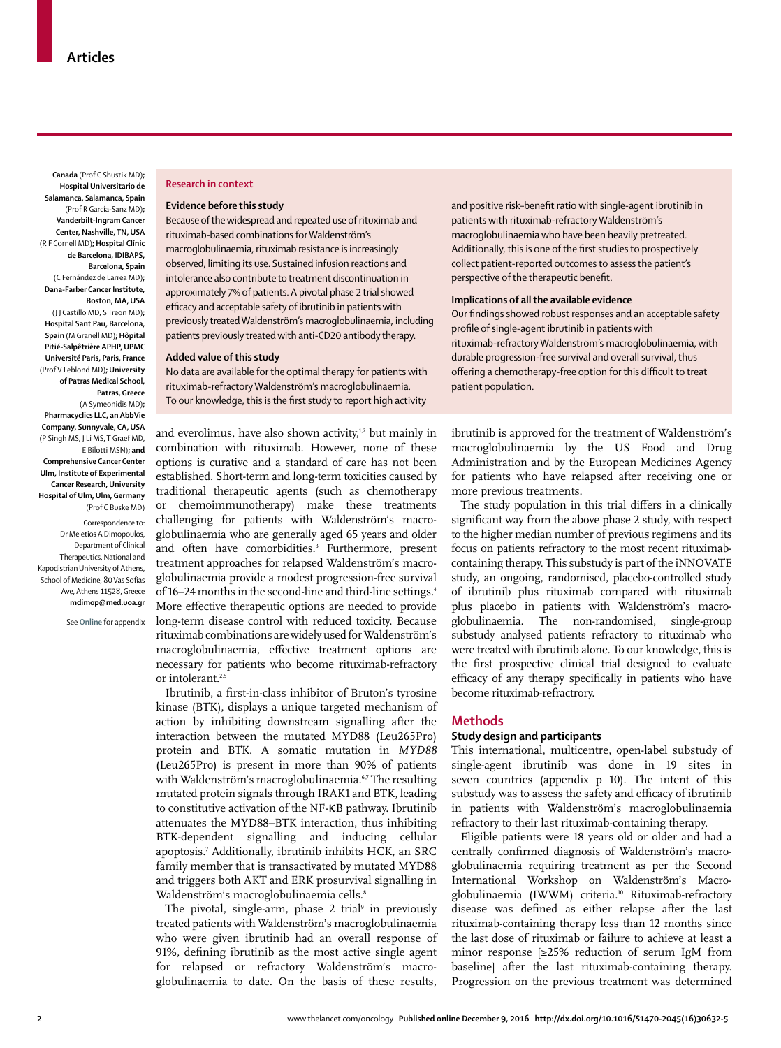Canada (Prof C Shustik MD); Hospital Universitario de Salamanca, Salamanca, Spain (Prof R García-Sanz MD); Vanderbilt-Ingram Cancer Center, Nashville, TN, USA (R F Cornell MD); Hospital Clínic de Barcelona, IDIBAPS, Barcelona, Spain (C Fernández de Larrea MD); Dana-Farber Cancer Institute, Boston, MA, USA (J J Castillo MD, S Treon MD); Hospital Sant Pau, Barcelona, Spain (M Granell MD); Hôpital Pitié-Salpêtrière APHP, UPMC Université Paris, Paris, France (Prof V Leblond MD); University of Patras Medical School, Patras, Greece (A Symeonidis MD); Pharmacyclics LLC, an AbbVie Company, Sunnyvale, CA, USA (P Singh MS, J Li MS, T Graef MD, E Bilotti MSN); and Comprehensive Cancer Center Ulm, Institute of Experimental Cancer Research, University Hospital of Ulm, Ulm, Germany (Prof C Buske MD)

Correspondence to: Dr Meletios A Dimopoulos, Department of Clinical Therapeutics, National and Kapodistrian University of Athens, School of Medicine, 80 Vas Sofias Ave, Athens 11528, Greece mdimop@med.uoa.gr

See Online for appendix

**Research in context**

**Evidence before this study**

Because of the widespread and repeated use of rituximab and rituximab-based combinations for Waldenström's macroglobulinaemia, rituximab resistance is increasingly observed, limiting its use. Sustained infusion reactions and intolerance also contribute to treatment discontinuation in approximately 7% of patients. A pivotal phase 2 trial showed efficacy and acceptable safety of ibrutinib in patients with previously treated Waldenström's macroglobulinaemia, including patients previously treated with anti-CD20 antibody therapy.

**Added value of this study**

No data are available for the optimal therapy for patients with rituximab-refractory Waldenström's macroglobulinaemia. To our knowledge, this is the first study to report high activity and positive risk–benefit ratio with single-agent ibrutinib in patients with rituximab-refractory Waldenström's macroglobulinaemia who have been heavily pretreated. Additionally, this is one of the first studies to prospectively collect patient-reported outcomes to assess the patient's perspective of the therapeutic benefit.

**Implications of all the available evidence**

Our findings showed robust responses and an acceptable safety profile of single-agent ibrutinib in patients with rituximab-refractory Waldenström's macroglobulinaemia, with durable progression-free survival and overall survival, thus offering a chemotherapy-free option for this difficult to treat patient population.

and everolimus, have also shown activity,[1,2] but mainly in combination with rituximab. However, none of these options is curative and a standard of care has not been established. Short-term and long-term toxicities caused by traditional therapeutic agents (such as chemotherapy or chemoimmunotherapy) make these treatments challenging for patients with Waldenström's macroglobulinaemia who are generally aged 65 years and older and often have comorbidities.[3] Furthermore, present treatment approaches for relapsed Waldenström's macroglobulinaemia provide a modest progression-free survival of 16–24 months in the second-line and third-line settings.[4] More effective therapeutic options are needed to provide long-term disease control with reduced toxicity. Because rituximab combinations are widely used for Waldenström's macroglobulinaemia, effective treatment options are necessary for patients who become rituximab-refractory or intolerant.[2,5]

Ibrutinib, a first-in-class inhibitor of Bruton's tyrosine kinase (BTK), displays a unique targeted mechanism of action by inhibiting downstream signalling after the interaction between the mutated MYD88 (Leu265Pro) protein and BTK. A somatic mutation in *MYD88* (Leu265Pro) is present in more than 90% of patients with Waldenström's macroglobulinaemia.[6,7] The resulting mutated protein signals through IRAK1 and BTK, leading to constitutive activation of the NF-κB pathway. Ibrutinib attenuates the MYD88–BTK interaction, thus inhibiting BTK-dependent signalling and inducing cellular apoptosis.[7] Additionally, ibrutinib inhibits HCK, an SRC family member that is transactivated by mutated MYD88 and triggers both AKT and ERK prosurvival signalling in Waldenström's macroglobulinaemia cells.[8]

The pivotal, single-arm, phase 2 trial[9] in previously treated patients with Waldenström's macroglobulinaemia who were given ibrutinib had an overall response of 91%, defining ibrutinib as the most active single agent for relapsed or refractory Waldenström's macroglobulinaemia to date. On the basis of these results, ibrutinib is approved for the treatment of Waldenström's macroglobulinaemia by the US Food and Drug Administration and by the European Medicines Agency for patients who have relapsed after receiving one or more previous treatments.

The study population in this trial differs in a clinically significant way from the above phase 2 study, with respect to the higher median number of previous regimens and its focus on patients refractory to the most recent rituximab-containing therapy. This substudy is part of the iNNOVATE study, an ongoing, randomised, placebo-controlled study of ibrutinib plus rituximab compared with rituximab plus placebo in patients with Waldenström's macroglobulinaemia. The non-randomised, single-group substudy analysed patients refractory to rituximab who were treated with ibrutinib alone. To our knowledge, this is the first prospective clinical trial designed to evaluate efficacy of any therapy specifically in patients who have become rituximab-refractrory.

## Methods

### Study design and participants

This international, multicentre, open-label substudy of single-agent ibrutinib was done in 19 sites in seven countries (appendix p 10). The intent of this substudy was to assess the safety and efficacy of ibrutinib in patients with Waldenström's macroglobulinaemia refractory to their last rituximab-containing therapy.

Eligible patients were 18 years old or older and had a centrally confirmed diagnosis of Waldenström's macroglobulinaemia requiring treatment as per the Second International Workshop on Waldenström's Macroglobulinaemia (IWWM) criteria.[10] Rituximab-refractory disease was defined as either relapse after the last rituximab-containing therapy less than 12 months since the last dose of rituximab or failure to achieve at least a minor response [≥25% reduction of serum IgM from baseline] after the last rituximab-containing therapy. Progression on the previous treatment was determined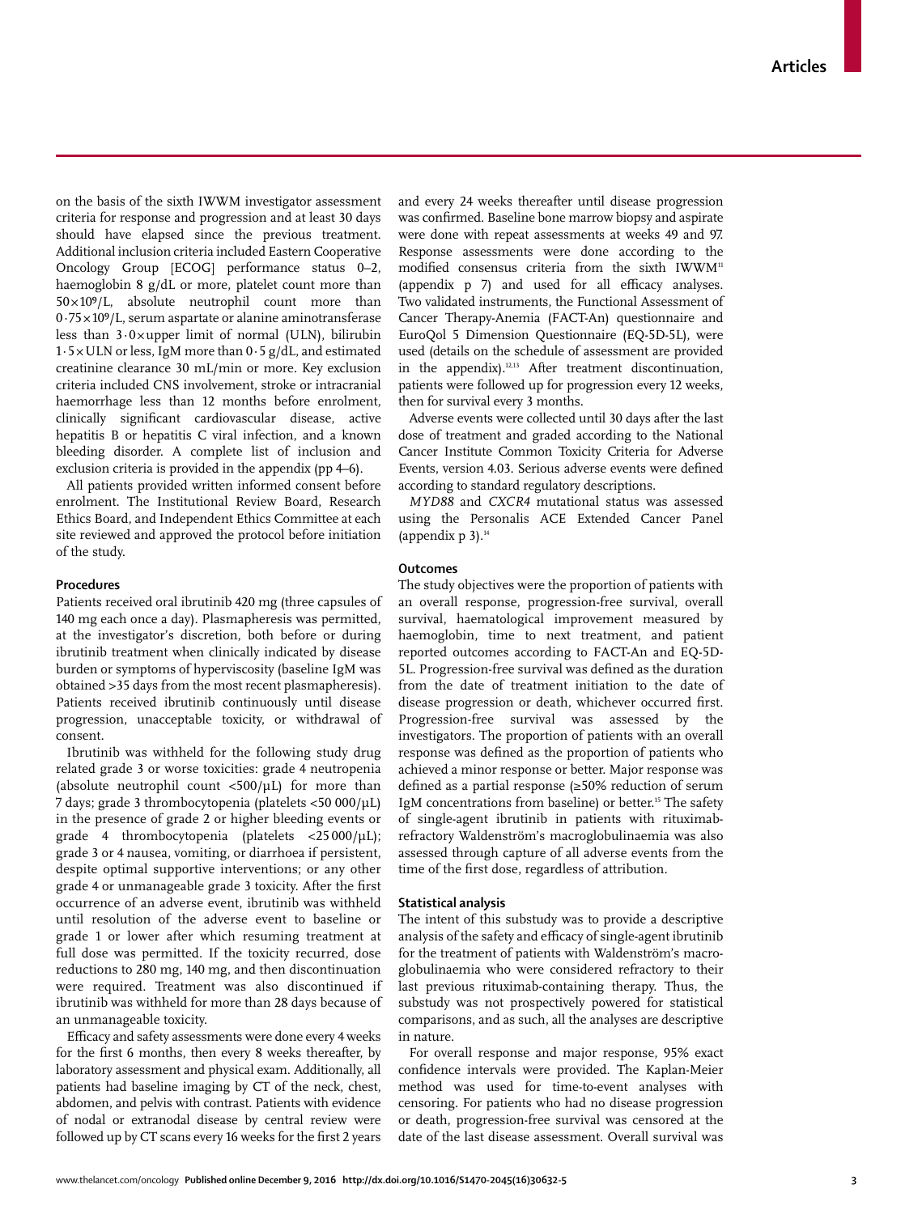on the basis of the sixth IWWM investigator assessment criteria for response and progression and at least 30 days should have elapsed since the previous treatment. Additional inclusion criteria included Eastern Cooperative Oncology Group [ECOG] performance status 0–2, haemoglobin 8 g/dL or more, platelet count more than $50 \times 10^9$/L, absolute neutrophil count more than $0 \cdot 75 \times 10^9$/L, serum aspartate or alanine aminotransferase less than 3·0×upper limit of normal (ULN), bilirubin 1·5×ULN or less, IgM more than 0·5 g/dL, and estimated creatinine clearance 30 mL/min or more. Key exclusion criteria included CNS involvement, stroke or intracranial haemorrhage less than 12 months before enrolment, clinically significant cardiovascular disease, active hepatitis B or hepatitis C viral infection, and a known bleeding disorder. A complete list of inclusion and exclusion criteria is provided in the appendix (pp 4–6).

All patients provided written informed consent before enrolment. The Institutional Review Board, Research Ethics Board, and Independent Ethics Committee at each site reviewed and approved the protocol before initiation of the study.

### Procedures

Patients received oral ibrutinib 420 mg (three capsules of 140 mg each once a day). Plasmapheresis was permitted, at the investigator's discretion, both before or during ibrutinib treatment when clinically indicated by disease burden or symptoms of hyperviscosity (baseline IgM was obtained >35 days from the most recent plasmapheresis). Patients received ibrutinib continuously until disease progression, unacceptable toxicity, or withdrawal of consent.

Ibrutinib was withheld for the following study drug related grade 3 or worse toxicities: grade 4 neutropenia (absolute neutrophil count <500/μL) for more than 7 days; grade 3 thrombocytopenia (platelets <50 000/μL) in the presence of grade 2 or higher bleeding events or grade 4 thrombocytopenia (platelets <25 000/μL); grade 3 or 4 nausea, vomiting, or diarrhoea if persistent, despite optimal supportive interventions; or any other grade 4 or unmanageable grade 3 toxicity. After the first occurrence of an adverse event, ibrutinib was withheld until resolution of the adverse event to baseline or grade 1 or lower after which resuming treatment at full dose was permitted. If the toxicity recurred, dose reductions to 280 mg, 140 mg, and then discontinuation were required. Treatment was also discontinued if ibrutinib was withheld for more than 28 days because of an unmanageable toxicity.

Efficacy and safety assessments were done every 4 weeks for the first 6 months, then every 8 weeks thereafter, by laboratory assessment and physical exam. Additionally, all patients had baseline imaging by CT of the neck, chest, abdomen, and pelvis with contrast. Patients with evidence of nodal or extranodal disease by central review were followed up by CT scans every 16 weeks for the first 2 years and every 24 weeks thereafter until disease progression was confirmed. Baseline bone marrow biopsy and aspirate were done with repeat assessments at weeks 49 and 97. Response assessments were done according to the modified consensus criteria from the sixth IWWM[11] (appendix p 7) and used for all efficacy analyses. Two validated instruments, the Functional Assessment of Cancer Therapy-Anemia (FACT-An) questionnaire and EuroQol 5 Dimension Questionnaire (EQ-5D-5L), were used (details on the schedule of assessment are provided in the appendix).[12,13] After treatment discontinuation, patients were followed up for progression every 12 weeks, then for survival every 3 months.

Adverse events were collected until 30 days after the last dose of treatment and graded according to the National Cancer Institute Common Toxicity Criteria for Adverse Events, version 4.03. Serious adverse events were defined according to standard regulatory descriptions.

*MYD88* and *CXCR4* mutational status was assessed using the Personalis ACE Extended Cancer Panel (appendix p 3).[14]

### Outcomes

The study objectives were the proportion of patients with an overall response, progression-free survival, overall survival, haematological improvement measured by haemoglobin, time to next treatment, and patient reported outcomes according to FACT-An and EQ-5D-5L. Progression-free survival was defined as the duration from the date of treatment initiation to the date of disease progression or death, whichever occurred first. Progression-free survival was assessed by the investigators. The proportion of patients with an overall response was defined as the proportion of patients who achieved a minor response or better. Major response was defined as a partial response (≥50% reduction of serum IgM concentrations from baseline) or better.[15] The safety of single-agent ibrutinib in patients with rituximab-refractory Waldenström's macroglobulinaemia was also assessed through capture of all adverse events from the time of the first dose, regardless of attribution.

### Statistical analysis

The intent of this substudy was to provide a descriptive analysis of the safety and efficacy of single-agent ibrutinib for the treatment of patients with Waldenström's macroglobulinaemia who were considered refractory to their last previous rituximab-containing therapy. Thus, the substudy was not prospectively powered for statistical comparisons, and as such, all the analyses are descriptive in nature.

For overall response and major response, 95% exact confidence intervals were provided. The Kaplan-Meier method was used for time-to-event analyses with censoring. For patients who had no disease progression or death, progression-free survival was censored at the date of the last disease assessment. Overall survival was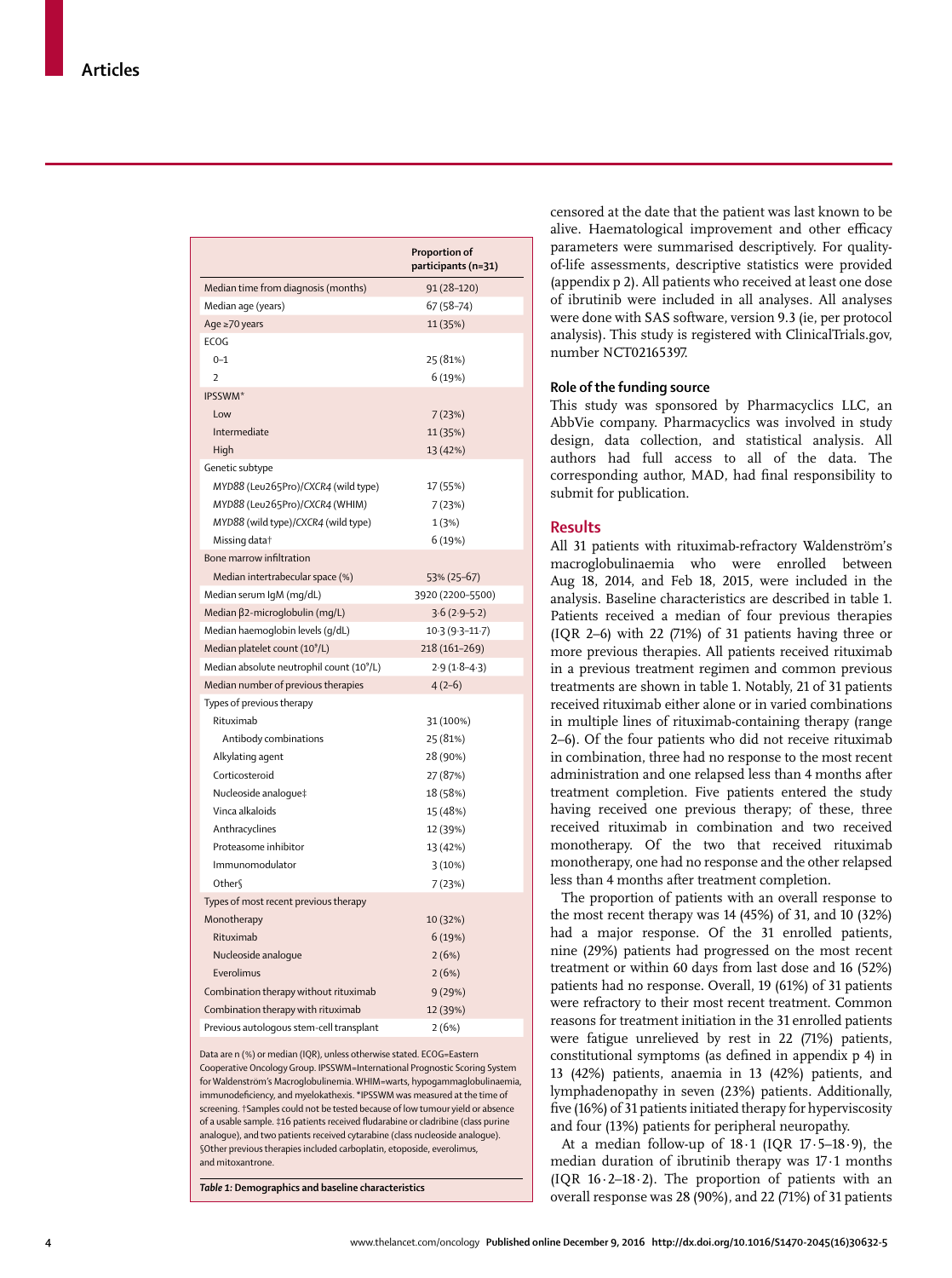| | Proportion of participants (n=31) |
|---|---|
| Median time from diagnosis (months) | 91 (28–120) |
| Median age (years) | 67 (58–74) |
| Age ≥70 years | 11 (35%) |
| ECOG | |
| 0–1 | 25 (81%) |
| 2 | 6 (19%) |
| IPSSWM* | |
| Low | 7 (23%) |
| Intermediate | 11 (35%) |
| High | 13 (42%) |
| Genetic subtype | |
| *MYD88* (Leu265Pro)/*CXCR4* (wild type) | 17 (55%) |
| *MYD88* (Leu265Pro)/*CXCR4* (WHIM) | 7 (23%) |
| *MYD88* (wild type)/*CXCR4* (wild type) | 1 (3%) |
| Missing data† | 6 (19%) |
| Bone marrow infiltration | |
| Median intertrabecular space (%) | 53% (25–67) |
| Median serum IgM (mg/dL) | 3920 (2200–5500) |
| Median β2-microglobulin (mg/L) | 3·6 (2·9–5·2) |
| Median haemoglobin levels (g/dL) | 10·3 (9·3–11·7) |
| Median platelet count ($10^9$/L) | 218 (161–269) |
| Median absolute neutrophil count ($10^9$/L) | 2·9 (1·8–4·3) |
| Median number of previous therapies | 4 (2–6) |
| Types of previous therapy | |
| Rituximab | 31 (100%) |
| Antibody combinations | 25 (81%) |
| Alkylating agent | 28 (90%) |
| Corticosteroid | 27 (87%) |
| Nucleoside analogue‡ | 18 (58%) |
| Vinca alkaloids | 15 (48%) |
| Anthracyclines | 12 (39%) |
| Proteasome inhibitor | 13 (42%) |
| Immunomodulator | 3 (10%) |
| Other§ | 7 (23%) |
| Types of most recent previous therapy | |
| Monotherapy | 10 (32%) |
| Rituximab | 6 (19%) |
| Nucleoside analogue | 2 (6%) |
| Everolimus | 2 (6%) |
| Combination therapy without rituximab | 9 (29%) |
| Combination therapy with rituximab | 12 (39%) |
| Previous autologous stem-cell transplant | 2 (6%) |

Data are n (%) or median (IQR), unless otherwise stated. ECOG=Eastern Cooperative Oncology Group. IPSSWM=International Prognostic Scoring System for Waldenström's Macroglobulinemia. WHIM=warts, hypogammaglobulinaemia, immunodeficiency, and myelokathexis. *IPSSWM was measured at the time of screening. †Samples could not be tested because of low tumour yield or absence of a usable sample. ‡16 patients received fludarabine or cladribine (class purine analogue), and two patients received cytarabine (class nucleoside analogue). §Other previous therapies included carboplatin, etoposide, everolimus, and mitoxantrone.

**Table 1:** Demographics and baseline characteristics

censored at the date that the patient was last known to be alive. Haematological improvement and other efficacy parameters were summarised descriptively. For quality-of-life assessments, descriptive statistics were provided (appendix p 2). All patients who received at least one dose of ibrutinib were included in all analyses. All analyses were done with SAS software, version 9.3 (ie, per protocol analysis). This study is registered with ClinicalTrials.gov, number NCT02165397.

### Role of the funding source

This study was sponsored by Pharmacyclics LLC, an AbbVie company. Pharmacyclics was involved in study design, data collection, and statistical analysis. All authors had full access to all of the data. The corresponding author, MAD, had final responsibility to submit for publication.

## Results

All 31 patients with rituximab-refractory Waldenström's macroglobulinaemia who were enrolled between Aug 18, 2014, and Feb 18, 2015, were included in the analysis. Baseline characteristics are described in table 1. Patients received a median of four previous therapies (IQR 2–6) with 22 (71%) of 31 patients having three or more previous therapies. All patients received rituximab in a previous treatment regimen and common previous treatments are shown in table 1. Notably, 21 of 31 patients received rituximab either alone or in varied combinations in multiple lines of rituximab-containing therapy (range 2–6). Of the four patients who did not receive rituximab in combination, three had no response to the most recent administration and one relapsed less than 4 months after treatment completion. Five patients entered the study having received one previous therapy; of these, three received rituximab in combination and two received monotherapy. Of the two that received rituximab monotherapy, one had no response and the other relapsed less than 4 months after treatment completion.

The proportion of patients with an overall response to the most recent therapy was 14 (45%) of 31, and 10 (32%) had a major response. Of the 31 enrolled patients, nine (29%) patients had progressed on the most recent treatment or within 60 days from last dose and 16 (52%) patients had no response. Overall, 19 (61%) of 31 patients were refractory to their most recent treatment. Common reasons for treatment initiation in the 31 enrolled patients were fatigue unrelieved by rest in 22 (71%) patients, constitutional symptoms (as defined in appendix p 4) in 13 (42%) patients, anaemia in 13 (42%) patients, and lymphadenopathy in seven (23%) patients. Additionally, five (16%) of 31 patients initiated therapy for hyperviscosity and four (13%) patients for peripheral neuropathy.

At a median follow-up of 18·1 (IQR 17·5–18·9), the median duration of ibrutinib therapy was 17·1 months (IQR 16·2–18·2). The proportion of patients with an overall response was 28 (90%), and 22 (71%) of 31 patients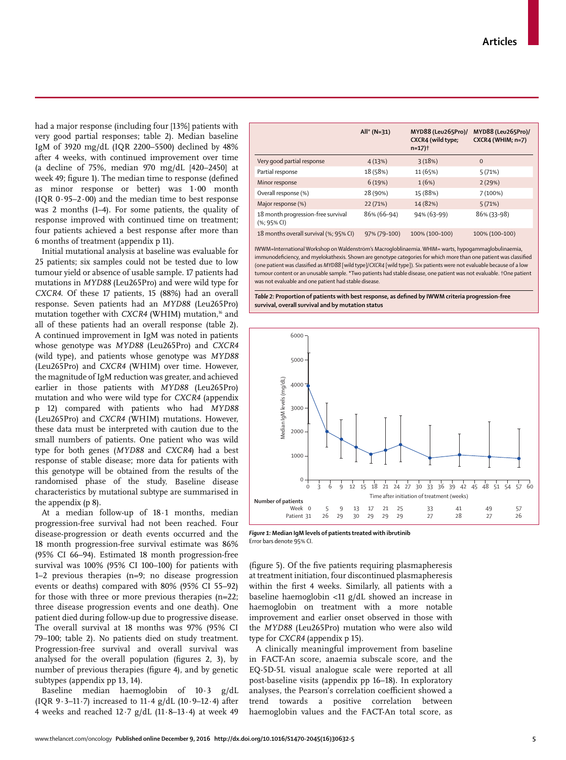had a major response (including four [13%] patients with very good partial responses; table 2). Median baseline IgM of 3920 mg/dL (IQR 2200–5500) declined by 48% after 4 weeks, with continued improvement over time (a decline of 75%, median 970 mg/dL [420–2450] at week 49; figure 1). The median time to response (defined as minor response or better) was 1·00 month (IQR 0·95–2·00) and the median time to best response was 2 months (1–4). For some patients, the quality of response improved with continued time on treatment; four patients achieved a best response after more than 6 months of treatment (appendix p 11).

Initial mutational analysis at baseline was evaluable for 25 patients; six samples could not be tested due to low tumour yield or absence of usable sample. 17 patients had mutations in *MYD88* (Leu265Pro) and were wild type for *CXCR4*. Of these 17 patients, 15 (88%) had an overall response. Seven patients had an *MYD88* (Leu265Pro) mutation together with *CXCR4* (WHIM) mutation,[16] and all of these patients had an overall response (table 2). A continued improvement in IgM was noted in patients whose genotype was *MYD88* (Leu265Pro) and *CXCR4* (wild type), and patients whose genotype was *MYD88* (Leu265Pro) and *CXCR4* (WHIM) over time. However, the magnitude of IgM reduction was greater, and achieved earlier in those patients with *MYD88* (Leu265Pro) mutation and who were wild type for *CXCR4* (appendix p 12) compared with patients who had *MYD88* (Leu265Pro) and *CXCR4* (WHIM) mutations. However, these data must be interpreted with caution due to the small numbers of patients. One patient who was wild type for both genes (*MYD88* and *CXCR4*) had a best response of stable disease; more data for patients with this genotype will be obtained from the results of the randomised phase of the study. Baseline disease characteristics by mutational subtype are summarised in the appendix (p 8).

At a median follow-up of 18·1 months, median progression-free survival had not been reached. Four disease-progression or death events occurred and the 18 month progression-free survival estimate was 86% (95% CI 66–94). Estimated 18 month progression-free survival was 100% (95% CI 100–100) for patients with 1–2 previous therapies (n=9; no disease progression events or deaths) compared with 80% (95% CI 55–92) for those with three or more previous therapies (n=22; three disease progression events and one death). One patient died during follow-up due to progressive disease. The overall survival at 18 months was 97% (95% CI 79–100; table 2). No patients died on study treatment. Progression-free survival and overall survival was analysed for the overall population (figures 2, 3), by number of previous therapies (figure 4), and by genetic subtypes (appendix pp 13, 14).

Baseline median haemoglobin of 10·3 g/dL (IQR 9·3–11·7) increased to 11·4 g/dL (10·9–12·4) after 4 weeks and reached 12·7 g/dL (11·8–13·4) at week 49 (figure 5). Of the five patients requiring plasmapheresis at treatment initiation, four discontinued plasmapheresis within the first 4 weeks. Similarly, all patients with a baseline haemoglobin <11 g/dL showed an increase in haemoglobin on treatment with a more notable improvement and earlier onset observed in those with the *MYD88* (Leu265Pro) mutation who were also wild type for *CXCR4* (appendix p 15).

A clinically meaningful improvement from baseline in FACT-An score, anaemia subscale score, and the EQ-5D-5L visual analogue scale were reported at all post-baseline visits (appendix pp 16–18). In exploratory analyses, the Pearson's correlation coefficient showed a trend towards a positive correlation between haemoglobin values and the FACT-An total score, as

| | All* (N=31) | MYD88 (Leu265Pro)/ CXCR4 (wild type; n=17)† | MYD88 (Leu265Pro)/ CXCR4 (WHIM; n=7) |
|---|---|---|---|
| Very good partial response | 4 (13%) | 3 (18%) | 0 |
| Partial response | 18 (58%) | 11 (65%) | 5 (71%) |
| Minor response | 6 (19%) | 1 (6%) | 2 (29%) |
| Overall response (%) | 28 (90%) | 15 (88%) | 7 (100%) |
| Major response (%) | 22 (71%) | 14 (82%) | 5 (71%) |
| 18 month progression-free survival (%; 95% CI) | 86% (66–94) | 94% (63–99) | 86% (33–98) |
| 18 months overall survival (%; 95% CI) | 97% (79–100) | 100% (100–100) | 100% (100–100) |

IWWM=International Workshop on Waldenström's Macroglobinaemia. WHIM= warts, hypogammaglobulinaemia, immunodeficiency, and myelokathexis. Shown are genotype categories for which more than one patient was classified (one patient was classified as *MYD88* [wild type]/*CXCR4* [wild type]). Six patients were not evaluable because of a low tumour content or an unusable sample. *Two patients had stable disease, one patient was not evaluable. †One patient was not evaluable and one patient had stable disease.

***Table 2:*** **Proportion of patients with best response, as defined by IWWM criteria progression-free survival, overall survival and by mutation status**

***Figure 1:*** **Median IgM levels of patients treated with ibrutinib**
Error bars denote 95% CI.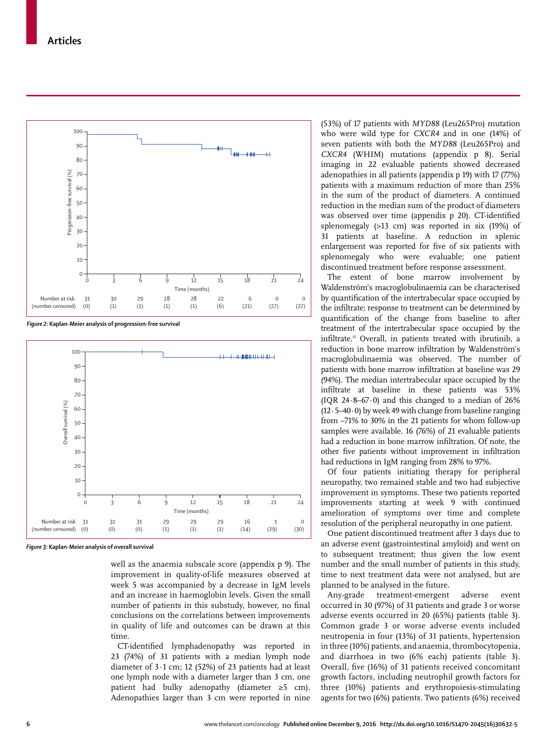| Number at risk (number censored) | 0 | 3 | 6 | 9 | 12 | 15 | 18 | 21 | 24 |
|---|---|---|---|---|---|---|---|---|---|
| | 31 (0) | 30 (1) | 29 (1) | 28 (1) | 28 (1) | 22 (6) | 6 (21) | 0 (27) | 0 (27) |

*Figure 2:* **Kaplan-Meier analysis of progression-free survival**

| Number at risk (number censored) | 0 | 3 | 6 | 9 | 12 | 15 | 18 | 21 | 24 |
|---|---|---|---|---|---|---|---|---|---|
| | 31 (0) | 31 (0) | 31 (0) | 29 (1) | 29 (1) | 29 (1) | 16 (14) | 1 (29) | 0 (30) |

*Figure 3:* **Kaplan-Meier analysis of overall survival**

well as the anaemia subscale score (appendix p 9). The improvement in quality-of-life measures observed at week 5 was accompanied by a decrease in IgM levels and an increase in haemoglobin levels. Given the small number of patients in this substudy, however, no final conclusions on the correlations between improvements in quality of life and outcomes can be drawn at this time.

CT-identified lymphadenopathy was reported in 23 (74%) of 31 patients with a median lymph node diameter of 3·1 cm; 12 (52%) of 23 patients had at least one lymph node with a diameter larger than 3 cm, one patient had bulky adenopathy (diameter ≥5 cm). Adenopathies larger than 3 cm were reported in nine (53%) of 17 patients with *MYD88* (Leu265Pro) mutation who were wild type for *CXCR4* and in one (14%) of seven patients with both the *MYD88* (Leu265Pro) and *CXCR4* (WHIM) mutations (appendix p 8). Serial imaging in 22 evaluable patients showed decreased adenopathies in all patients (appendix p 19) with 17 (77%) patients with a maximum reduction of more than 25% in the sum of the product of diameters. A continued reduction in the median sum of the product of diameters was observed over time (appendix p 20). CT-identified splenomegaly (>13 cm) was reported in six (19%) of 31 patients at baseline. A reduction in splenic enlargement was reported for five of six patients with splenomegaly who were evaluable; one patient discontinued treatment before response assessment.

The extent of bone marrow involvement by Waldenström's macroglobulinaemia can be characterised by quantification of the intertrabecular space occupied by the infiltrate; response to treatment can be determined by quantification of the change from baseline to after treatment of the intertrabecular space occupied by the infiltrate.[11] Overall, in patients treated with ibrutinib, a reduction in bone marrow infiltration by Waldenström's macroglobulinaemia was observed. The number of patients with bone marrow infiltration at baseline was 29 (94%). The median intertrabecular space occupied by the infiltrate at baseline in these patients was 53% (IQR 24·8–67·0) and this changed to a median of 26% (12·5–40·0) by week 49 with change from baseline ranging from –71% to 30% in the 21 patients for whom follow-up samples were available. 16 (76%) of 21 evaluable patients had a reduction in bone marrow infiltration. Of note, the other five patients without improvement in infiltration had reductions in IgM ranging from 28% to 97%.

Of four patients initiating therapy for peripheral neuropathy, two remained stable and two had subjective improvement in symptoms. These two patients reported improvements starting at week 9 with continued amelioration of symptoms over time and complete resolution of the peripheral neuropathy in one patient.

One patient discontinued treatment after 3 days due to an adverse event (gastrointestinal amyloid) and went on to subsequent treatment; thus given the low event number and the small number of patients in this study, time to next treatment data were not analysed, but are planned to be analysed in the future.

Any-grade treatment-emergent adverse event occurred in 30 (97%) of 31 patients and grade 3 or worse adverse events occurred in 20 (65%) patients (table 3). Common grade 3 or worse adverse events included neutropenia in four (13%) of 31 patients, hypertension in three (10%) patients, and anaemia, thrombocytopenia, and diarrhoea in two (6% each) patients (table 3). Overall, five (16%) of 31 patients received concomitant growth factors, including neutrophil growth factors for three (10%) patients and erythropoiesis-stimulating agents for two (6%) patients. Two patients (6%) received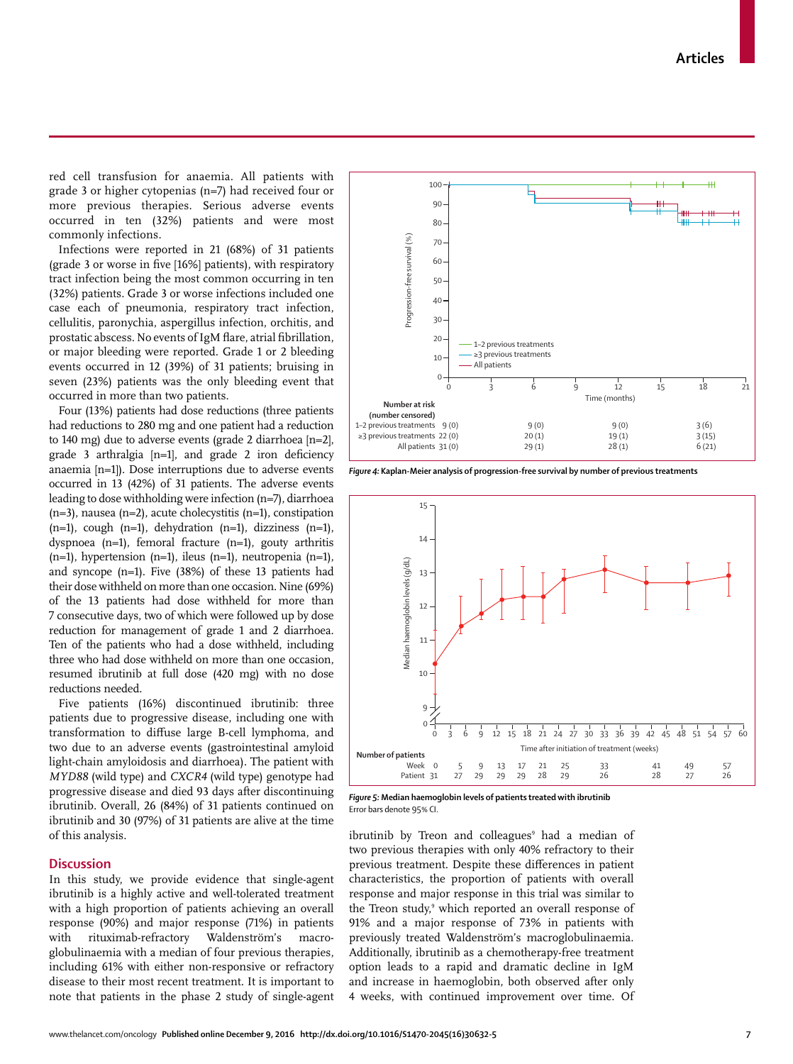red cell transfusion for anaemia. All patients with grade 3 or higher cytopenias (n=7) had received four or more previous therapies. Serious adverse events occurred in ten (32%) patients and were most commonly infections.

Infections were reported in 21 (68%) of 31 patients (grade 3 or worse in five [16%] patients), with respiratory tract infection being the most common occurring in ten (32%) patients. Grade 3 or worse infections included one case each of pneumonia, respiratory tract infection, cellulitis, paronychia, aspergillus infection, orchitis, and prostatic abscess. No events of IgM flare, atrial fibrillation, or major bleeding were reported. Grade 1 or 2 bleeding events occurred in 12 (39%) of 31 patients; bruising in seven (23%) patients was the only bleeding event that occurred in more than two patients.

Four (13%) patients had dose reductions (three patients had reductions to 280 mg and one patient had a reduction to 140 mg) due to adverse events (grade 2 diarrhoea [n=2], grade 3 arthralgia [n=1], and grade 2 iron deficiency anaemia [n=1]). Dose interruptions due to adverse events occurred in 13 (42%) of 31 patients. The adverse events leading to dose withholding were infection (n=7), diarrhoea (n=3), nausea (n=2), acute cholecystitis (n=1), constipation (n=1), cough (n=1), dehydration (n=1), dizziness (n=1), dyspnoea (n=1), femoral fracture (n=1), gouty arthritis (n=1), hypertension (n=1), ileus (n=1), neutropenia (n=1), and syncope (n=1). Five (38%) of these 13 patients had their dose withheld on more than one occasion. Nine (69%) of the 13 patients had dose withheld for more than 7 consecutive days, two of which were followed up by dose reduction for management of grade 1 and 2 diarrhoea. Ten of the patients who had a dose withheld, including three who had dose withheld on more than one occasion, resumed ibrutinib at full dose (420 mg) with no dose reductions needed.

Five patients (16%) discontinued ibrutinib: three patients due to progressive disease, including one with transformation to diffuse large B-cell lymphoma, and two due to an adverse events (gastrointestinal amyloid light-chain amyloidosis and diarrhoea). The patient with *MYD88* (wild type) and *CXCR4* (wild type) genotype had progressive disease and died 93 days after discontinuing ibrutinib. Overall, 26 (84%) of 31 patients continued on ibrutinib and 30 (97%) of 31 patients are alive at the time of this analysis.

## Discussion

In this study, we provide evidence that single-agent ibrutinib is a highly active and well-tolerated treatment with a high proportion of patients achieving an overall response (90%) and major response (71%) in patients with rituximab-refractory Waldenström's macroglobulinaemia with a median of four previous therapies, including 61% with either non-responsive or refractory disease to their most recent treatment. It is important to note that patients in the phase 2 study of single-agent ibrutinib by Treon and colleagues[9] had a median of two previous therapies with only 40% refractory to their previous treatment. Despite these differences in patient characteristics, the proportion of patients with overall response and major response in this trial was similar to the Treon study,[9] which reported an overall response of 91% and a major response of 73% in patients with previously treated Waldenström's macroglobulinaemia. Additionally, ibrutinib as a chemotherapy-free treatment option leads to a rapid and dramatic decline in IgM and increase in haemoglobin, both observed after only 4 weeks, with continued improvement over time. Of

| Number at risk (number censored) | 0 | 6 | 12 | 18 |
|---|---|---|---|---|
| 1–2 previous treatments | 9 (0) | 9 (0) | 9 (0) | 3 (6) |
| ≥3 previous treatments | 22 (0) | 20 (1) | 19 (1) | 3 (15) |
| All patients | 31 (0) | 29 (1) | 28 (1) | 6 (21) |

*Figure 4:* **Kaplan-Meier analysis of progression-free survival by number of previous treatments**

| Number of patients | | | | | | | | | | |
|---|---|---|---|---|---|---|---|---|---|---|
| Week | 0 | 5 | 9 | 13 | 17 | 21 | 25 | 33 | 41 | 49 | 57 |
| Patient | 31 | 27 | 29 | 29 | 29 | 28 | 29 | 26 | 28 | 27 | 26 |

*Figure 5:* **Median haemoglobin levels of patients treated with ibrutinib**
Error bars denote 95% CI.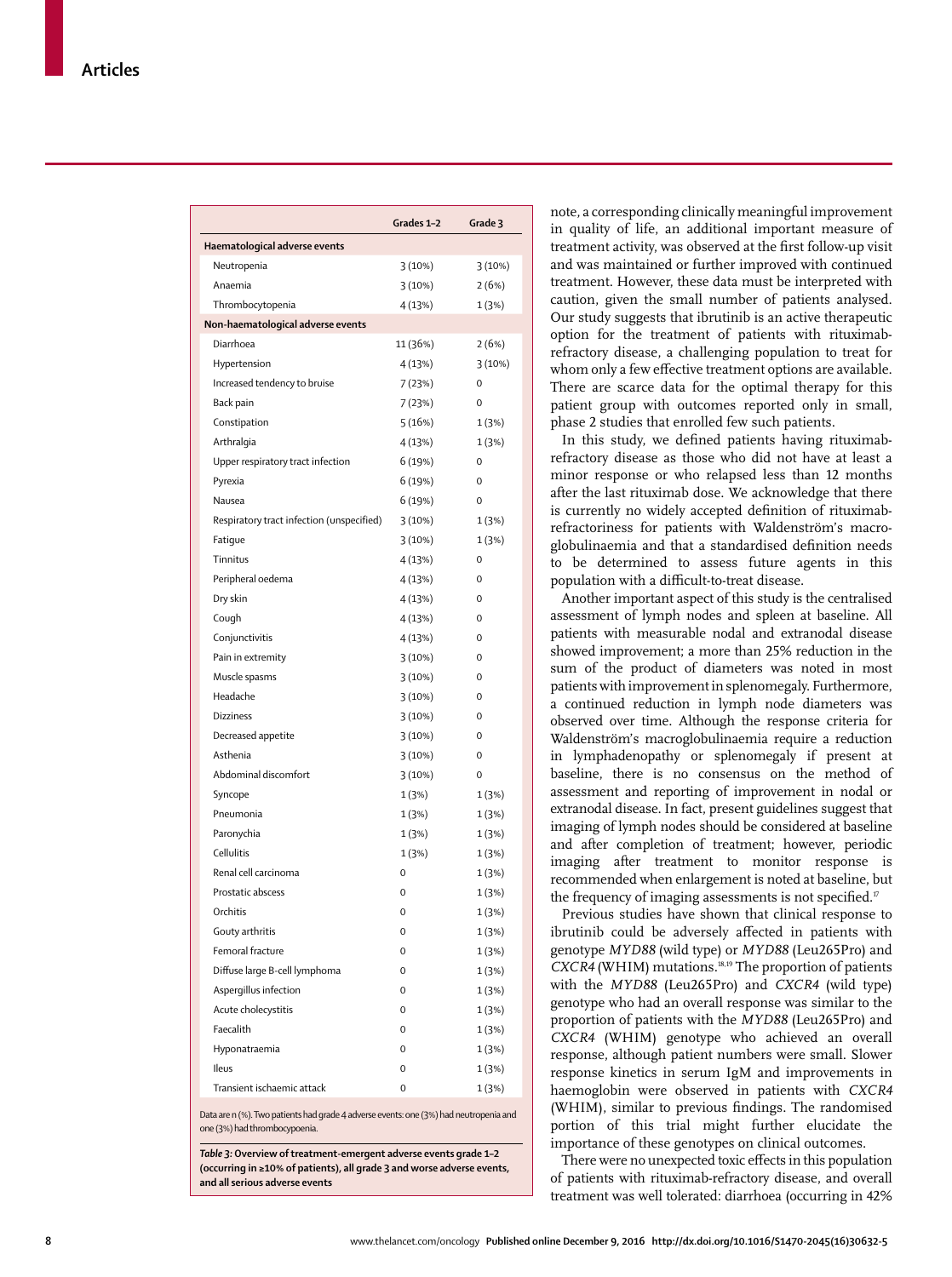| | Grades 1–2 | Grade 3 |
|---|---|---|
| **Haematological adverse events** | | |
| Neutropenia | 3 (10%) | 3 (10%) |
| Anaemia | 3 (10%) | 2 (6%) |
| Thrombocytopenia | 4 (13%) | 1 (3%) |
| **Non-haematological adverse events** | | |
| Diarrhoea | 11 (36%) | 2 (6%) |
| Hypertension | 4 (13%) | 3 (10%) |
| Increased tendency to bruise | 7 (23%) | 0 |
| Back pain | 7 (23%) | 0 |
| Constipation | 5 (16%) | 1 (3%) |
| Arthralgia | 4 (13%) | 1 (3%) |
| Upper respiratory tract infection | 6 (19%) | 0 |
| Pyrexia | 6 (19%) | 0 |
| Nausea | 6 (19%) | 0 |
| Respiratory tract infection (unspecified) | 3 (10%) | 1 (3%) |
| Fatigue | 3 (10%) | 1 (3%) |
| Tinnitus | 4 (13%) | 0 |
| Peripheral oedema | 4 (13%) | 0 |
| Dry skin | 4 (13%) | 0 |
| Cough | 4 (13%) | 0 |
| Conjunctivitis | 4 (13%) | 0 |
| Pain in extremity | 3 (10%) | 0 |
| Muscle spasms | 3 (10%) | 0 |
| Headache | 3 (10%) | 0 |
| Dizziness | 3 (10%) | 0 |
| Decreased appetite | 3 (10%) | 0 |
| Asthenia | 3 (10%) | 0 |
| Abdominal discomfort | 3 (10%) | 0 |
| Syncope | 1 (3%) | 1 (3%) |
| Pneumonia | 1 (3%) | 1 (3%) |
| Paronychia | 1 (3%) | 1 (3%) |
| Cellulitis | 1 (3%) | 1 (3%) |
| Renal cell carcinoma | 0 | 1 (3%) |
| Prostatic abscess | 0 | 1 (3%) |
| Orchitis | 0 | 1 (3%) |
| Gouty arthritis | 0 | 1 (3%) |
| Femoral fracture | 0 | 1 (3%) |
| Diffuse large B-cell lymphoma | 0 | 1 (3%) |
| Aspergillus infection | 0 | 1 (3%) |
| Acute cholecystitis | 0 | 1 (3%) |
| Faecalith | 0 | 1 (3%) |
| Hyponatraemia | 0 | 1 (3%) |
| Ileus | 0 | 1 (3%) |
| Transient ischaemic attack | 0 | 1 (3%) |

Data are n (%). Two patients had grade 4 adverse events: one (3%) had neutropenia and one (3%) had thrombocypoenia.

***Table 3:*** **Overview of treatment-emergent adverse events grade 1–2 (occurring in ≥10% of patients), all grade 3 and worse adverse events, and all serious adverse events**

note, a corresponding clinically meaningful improvement in quality of life, an additional important measure of treatment activity, was observed at the first follow-up visit and was maintained or further improved with continued treatment. However, these data must be interpreted with caution, given the small number of patients analysed. Our study suggests that ibrutinib is an active therapeutic option for the treatment of patients with rituximab-refractory disease, a challenging population to treat for whom only a few effective treatment options are available. There are scarce data for the optimal therapy for this patient group with outcomes reported only in small, phase 2 studies that enrolled few such patients.

In this study, we defined patients having rituximab-refractory disease as those who did not have at least a minor response or who relapsed less than 12 months after the last rituximab dose. We acknowledge that there is currently no widely accepted definition of rituximab-refractoriness for patients with Waldenström's macroglobulinaemia and that a standardised definition needs to be determined to assess future agents in this population with a difficult-to-treat disease.

Another important aspect of this study is the centralised assessment of lymph nodes and spleen at baseline. All patients with measurable nodal and extranodal disease showed improvement; a more than 25% reduction in the sum of the product of diameters was noted in most patients with improvement in splenomegaly. Furthermore, a continued reduction in lymph node diameters was observed over time. Although the response criteria for Waldenström's macroglobulinaemia require a reduction in lymphadenopathy or splenomegaly if present at baseline, there is no consensus on the method of assessment and reporting of improvement in nodal or extranodal disease. In fact, present guidelines suggest that imaging of lymph nodes should be considered at baseline and after completion of treatment; however, periodic imaging after treatment to monitor response is recommended when enlargement is noted at baseline, but the frequency of imaging assessments is not specified.[17]

Previous studies have shown that clinical response to ibrutinib could be adversely affected in patients with genotype *MYD88* (wild type) or *MYD88* (Leu265Pro) and *CXCR4* (WHIM) mutations.[18,19] The proportion of patients with the *MYD88* (Leu265Pro) and *CXCR4* (wild type) genotype who had an overall response was similar to the proportion of patients with the *MYD88* (Leu265Pro) and *CXCR4* (WHIM) genotype who achieved an overall response, although patient numbers were small. Slower response kinetics in serum IgM and improvements in haemoglobin were observed in patients with *CXCR4* (WHIM), similar to previous findings. The randomised portion of this trial might further elucidate the importance of these genotypes on clinical outcomes.

There were no unexpected toxic effects in this population of patients with rituximab-refractory disease, and overall treatment was well tolerated: diarrhoea (occurring in 42%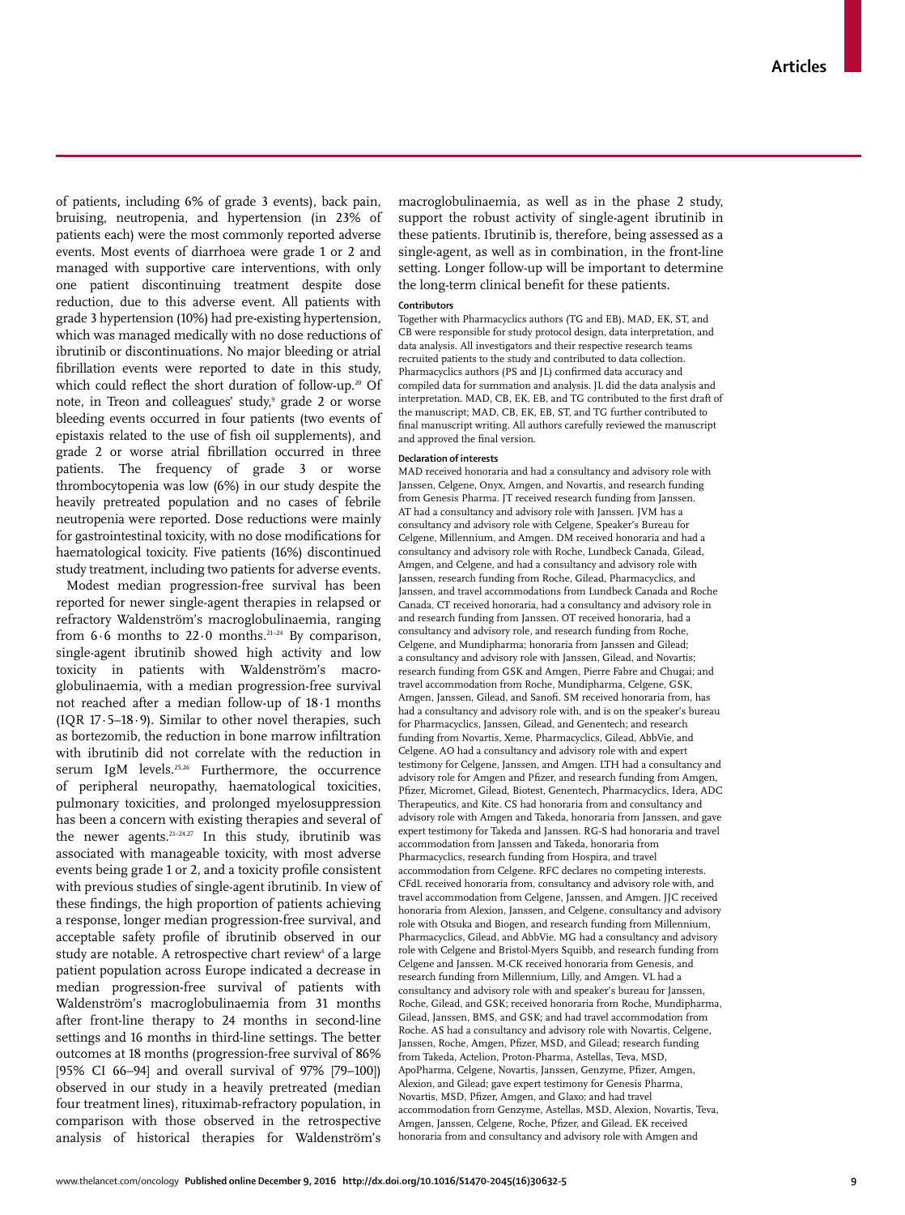of patients, including 6% of grade 3 events), back pain, bruising, neutropenia, and hypertension (in 23% of patients each) were the most commonly reported adverse events. Most events of diarrhoea were grade 1 or 2 and managed with supportive care interventions, with only one patient discontinuing treatment despite dose reduction, due to this adverse event. All patients with grade 3 hypertension (10%) had pre-existing hypertension, which was managed medically with no dose reductions of ibrutinib or discontinuations. No major bleeding or atrial fibrillation events were reported to date in this study, which could reflect the short duration of follow-up.[20] Of note, in Treon and colleagues' study,[9] grade 2 or worse bleeding events occurred in four patients (two events of epistaxis related to the use of fish oil supplements), and grade 2 or worse atrial fibrillation occurred in three patients. The frequency of grade 3 or worse thrombocytopenia was low (6%) in our study despite the heavily pretreated population and no cases of febrile neutropenia were reported. Dose reductions were mainly for gastrointestinal toxicity, with no dose modifications for haematological toxicity. Five patients (16%) discontinued study treatment, including two patients for adverse events.

Modest median progression-free survival has been reported for newer single-agent therapies in relapsed or refractory Waldenström's macroglobulinaemia, ranging from 6·6 months to 22·0 months.[21–24] By comparison, single-agent ibrutinib showed high activity and low toxicity in patients with Waldenström's macroglobulinaemia, with a median progression-free survival not reached after a median follow-up of 18·1 months (IQR 17·5–18·9). Similar to other novel therapies, such as bortezomib, the reduction in bone marrow infiltration with ibrutinib did not correlate with the reduction in serum IgM levels.[25,26] Furthermore, the occurrence of peripheral neuropathy, haematological toxicities, pulmonary toxicities, and prolonged myelosuppression has been a concern with existing therapies and several of the newer agents.[21–24,27] In this study, ibrutinib was associated with manageable toxicity, with most adverse events being grade 1 or 2, and a toxicity profile consistent with previous studies of single-agent ibrutinib. In view of these findings, the high proportion of patients achieving a response, longer median progression-free survival, and acceptable safety profile of ibrutinib observed in our study are notable. A retrospective chart review[4] of a large patient population across Europe indicated a decrease in median progression-free survival of patients with Waldenström's macroglobulinaemia from 31 months after front-line therapy to 24 months in second-line settings and 16 months in third-line settings. The better outcomes at 18 months (progression-free survival of 86% [95% CI 66–94] and overall survival of 97% [79–100]) observed in our study in a heavily pretreated (median four treatment lines), rituximab-refractory population, in comparison with those observed in the retrospective analysis of historical therapies for Waldenström's macroglobulinaemia, as well as in the phase 2 study, support the robust activity of single-agent ibrutinib in these patients. Ibrutinib is, therefore, being assessed as a single-agent, as well as in combination, in the front-line setting. Longer follow-up will be important to determine the long-term clinical benefit for these patients.

#### Contributors

Together with Pharmacyclics authors (TG and EB), MAD, EK, ST, and CB were responsible for study protocol design, data interpretation, and data analysis. All investigators and their respective research teams recruited patients to the study and contributed to data collection. Pharmacyclics authors (PS and JL) confirmed data accuracy and compiled data for summation and analysis. JL did the data analysis and interpretation. MAD, CB, EK, EB, and TG contributed to the first draft of the manuscript; MAD, CB, EK, EB, ST, and TG further contributed to final manuscript writing. All authors carefully reviewed the manuscript and approved the final version.

#### Declaration of interests

MAD received honoraria and had a consultancy and advisory role with Janssen, Celgene, Onyx, Amgen, and Novartis, and research funding from Genesis Pharma. JT received research funding from Janssen. AT had a consultancy and advisory role with Janssen. JVM has a consultancy and advisory role with Celgene, Speaker's Bureau for Celgene, Millennium, and Amgen. DM received honoraria and had a consultancy and advisory role with Roche, Lundbeck Canada, Gilead, Amgen, and Celgene, and had a consultancy and advisory role with Janssen, research funding from Roche, Gilead, Pharmacyclics, and Janssen, and travel accommodations from Lundbeck Canada and Roche Canada. CT received honoraria, had a consultancy and advisory role in and research funding from Janssen. OT received honoraria, had a consultancy and advisory role, and research funding from Roche, Celgene, and Mundipharma; honoraria from Janssen and Gilead; a consultancy and advisory role with Janssen, Gilead, and Novartis; research funding from GSK and Amgen, Pierre Fabre and Chugai; and travel accommodation from Roche, Mundipharma, Celgene, GSK, Amgen, Janssen, Gilead, and Sanofi. SM received honoraria from, has had a consultancy and advisory role with, and is on the speaker's bureau for Pharmacyclics, Janssen, Gilead, and Genentech; and research funding from Novartis, Xeme, Pharmacyclics, Gilead, AbbVie, and Celgene. AO had a consultancy and advisory role with and expert testimony for Celgene, Janssen, and Amgen. LTH had a consultancy and advisory role for Amgen and Pfizer, and research funding from Amgen, Pfizer, Micromet, Gilead, Biotest, Genentech, Pharmacyclics, Idera, ADC Therapeutics, and Kite. CS had honoraria from and consultancy and advisory role with Amgen and Takeda, honoraria from Janssen, and gave expert testimony for Takeda and Janssen. RG-S had honoraria and travel accommodation from Janssen and Takeda, honoraria from Pharmacyclics, research funding from Hospira, and travel accommodation from Celgene. RFC declares no competing interests. CFdL received honoraria from, consultancy and advisory role with, and travel accommodation from Celgene, Janssen, and Amgen. JJC received honoraria from Alexion, Janssen, and Celgene, consultancy and advisory role with Otsuka and Biogen, and research funding from Millennium, Pharmacyclics, Gilead, and AbbVie. MG had a consultancy and advisory role with Celgene and Bristol-Myers Squibb, and research funding from Celgene and Janssen. M-CK received honoraria from Genesis, and research funding from Millennium, Lilly, and Amgen. VL had a consultancy and advisory role with and speaker's bureau for Janssen, Roche, Gilead, and GSK; received honoraria from Roche, Mundipharma, Gilead, Janssen, BMS, and GSK; and had travel accommodation from Roche. AS had a consultancy and advisory role with Novartis, Celgene, Janssen, Roche, Amgen, Pfizer, MSD, and Gilead; research funding from Takeda, Actelion, Proton-Pharma, Astellas, Teva, MSD, ApoPharma, Celgene, Novartis, Janssen, Genzyme, Pfizer, Amgen, Alexion, and Gilead; gave expert testimony for Genesis Pharma, Novartis, MSD, Pfizer, Amgen, and Glaxo; and had travel accommodation from Genzyme, Astellas, MSD, Alexion, Novartis, Teva, Amgen, Janssen, Celgene, Roche, Pfizer, and Gilead. EK received honoraria from and consultancy and advisory role with Amgen and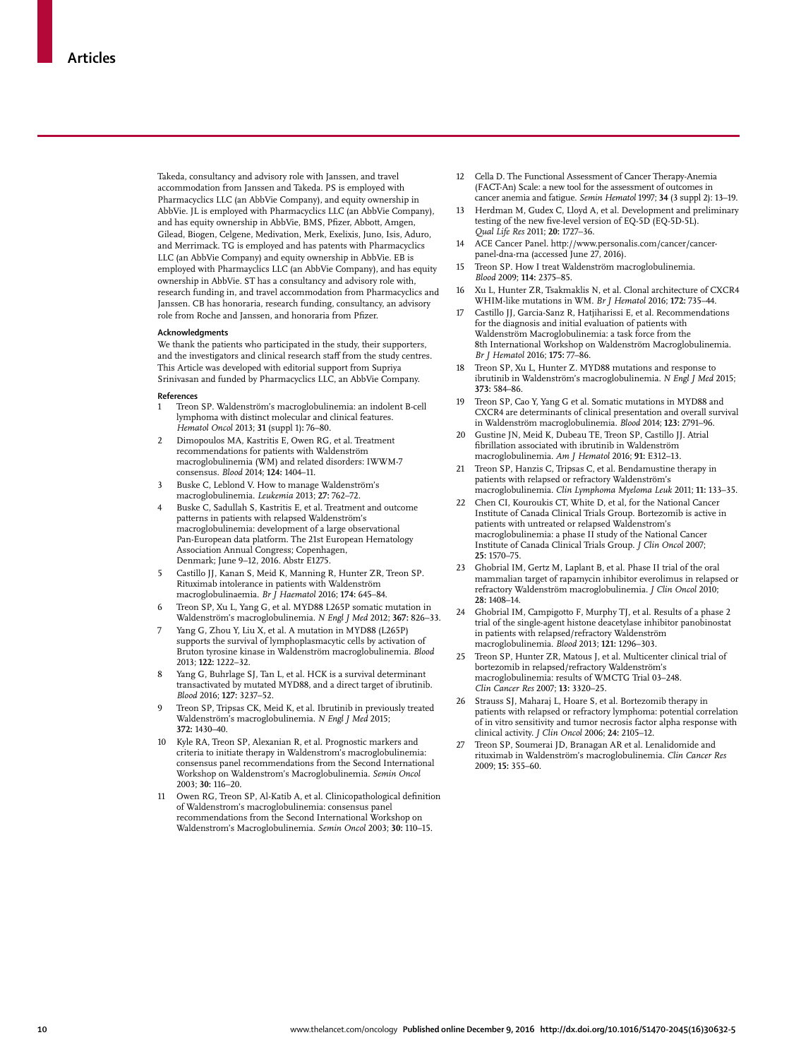Takeda, consultancy and advisory role with Janssen, and travel accommodation from Janssen and Takeda. PS is employed with Pharmacyclics LLC (an AbbVie Company), and equity ownership in AbbVie. JL is employed with Pharmacyclics LLC (an AbbVie Company), and has equity ownership in AbbVie, BMS, Pfizer, Abbott, Amgen, Gilead, Biogen, Celgene, Medivation, Merk, Exelixis, Juno, Isis, Aduro, and Merrimack. TG is employed and has patents with Pharmacyclics LLC (an AbbVie Company) and equity ownership in AbbVie. EB is employed with Pharmacyclics LLC (an AbbVie Company), and has equity ownership in AbbVie. ST has a consultancy and advisory role with, research funding in, and travel accommodation from Pharmacyclics and Janssen. CB has honoraria, research funding, consultancy, an advisory role from Roche and Janssen, and honoraria from Pfizer.

#### Acknowledgments

We thank the patients who participated in the study, their supporters, and the investigators and clinical research staff from the study centres. This Article was developed with editorial support from Supriya Srinivasan and funded by Pharmacyclics LLC, an AbbVie Company.

#### References

1. Treon SP. Waldenström's macroglobulinemia: an indolent B-cell lymphoma with distinct molecular and clinical features. *Hematol Oncol* 2013; **31** (suppl 1)**:** 76–80.
2. Dimopoulos MA, Kastritis E, Owen RG, et al. Treatment recommendations for patients with Waldenström macroglobulinemia (WM) and related disorders: IWWM-7 consensus. *Blood* 2014; **124:** 1404–11.
3. Buske C, Leblond V. How to manage Waldenström's macroglobulinemia. *Leukemia* 2013; **27:** 762–72.
4. Buske C, Sadullah S, Kastritis E, et al. Treatment and outcome patterns in patients with relapsed Waldenström's macroglobulinemia: development of a large observational Pan-European data platform. The 21st European Hematology Association Annual Congress; Copenhagen, Denmark; June 9–12, 2016. Abstr E1275.
5. Castillo JJ, Kanan S, Meid K, Manning R, Hunter ZR, Treon SP. Rituximab intolerance in patients with Waldenström macroglobulinaemia. *Br J Haematol* 2016; **174:** 645–84.
6. Treon SP, Xu L, Yang G, et al. MYD88 L265P somatic mutation in Waldenström's macroglobulinemia. *N Engl J Med* 2012; **367:** 826–33.
7. Yang G, Zhou Y, Liu X, et al. A mutation in MYD88 (L265P) supports the survival of lymphoplasmacytic cells by activation of Bruton tyrosine kinase in Waldenström macroglobulinemia. *Blood* 2013; **122:** 1222–32.
8. Yang G, Buhrlage SJ, Tan L, et al. HCK is a survival determinant transactivated by mutated MYD88, and a direct target of ibrutinib. *Blood* 2016; **127:** 3237–52.
9. Treon SP, Tripsas CK, Meid K, et al. Ibrutinib in previously treated Waldenström's macroglobulinemia. *N Engl J Med* 2015; **372:** 1430–40.
10. Kyle RA, Treon SP, Alexanian R, et al. Prognostic markers and criteria to initiate therapy in Waldenstrom's macroglobulinemia: consensus panel recommendations from the Second International Workshop on Waldenstrom's Macroglobulinemia. *Semin Oncol* 2003; **30:** 116–20.
11. Owen RG, Treon SP, Al-Katib A, et al. Clinicopathological definition of Waldenstrom's macroglobulinemia: consensus panel recommendations from the Second International Workshop on Waldenstrom's Macroglobulinemia. *Semin Oncol* 2003; **30:** 110–15.
12. Cella D. The Functional Assessment of Cancer Therapy-Anemia (FACT-An) Scale: a new tool for the assessment of outcomes in cancer anemia and fatigue. *Semin Hematol* 1997; **34** (3 suppl 2): 13–19.
13. Herdman M, Gudex C, Lloyd A, et al. Development and preliminary testing of the new five-level version of EQ-5D (EQ-5D-5L). *Qual Life Res* 2011; **20:** 1727–36.
14. ACE Cancer Panel. http://www.personalis.com/cancer/cancer-panel-dna-rna (accessed June 27, 2016).
15. Treon SP. How I treat Waldenström macroglobulinemia. *Blood* 2009; **114:** 2375–85.
16. Xu L, Hunter ZR, Tsakmaklis N, et al. Clonal architecture of CXCR4 WHIM-like mutations in WM. *Br J Hematol* 2016; **172:** 735–44.
17. Castillo JJ, Garcia-Sanz R, Hatjiharissi E, et al. Recommendations for the diagnosis and initial evaluation of patients with Waldenström Macroglobulinemia: a task force from the 8th International Workshop on Waldenström Macroglobulinemia. *Br J Hematol* 2016; **175:** 77–86.
18. Treon SP, Xu L, Hunter Z. MYD88 mutations and response to ibrutinib in Waldenström's macroglobulinemia. *N Engl J Med* 2015; **373:** 584–86.
19. Treon SP, Cao Y, Yang G et al. Somatic mutations in MYD88 and CXCR4 are determinants of clinical presentation and overall survival in Waldenström macroglobulinemia. *Blood* 2014; **123:** 2791–96.
20. Gustine JN, Meid K, Dubeau TE, Treon SP, Castillo JJ. Atrial fibrillation associated with ibrutinib in Waldenström macroglobulinemia. *Am J Hematol* 2016; **91:** E312–13.
21. Treon SP, Hanzis C, Tripsas C, et al. Bendamustine therapy in patients with relapsed or refractory Waldenström's macroglobulinemia. *Clin Lymphoma Myeloma Leuk* 2011; **11:** 133–35.
22. Chen CI, Kouroukis CT, White D, et al, for the National Cancer Institute of Canada Clinical Trials Group. Bortezomib is active in patients with untreated or relapsed Waldenström's macroglobulinemia: a phase II study of the National Cancer Institute of Canada Clinical Trials Group. *J Clin Oncol* 2007; **25:** 1570–75.
23. Ghobrial IM, Gertz M, Laplant B, et al. Phase II trial of the oral mammalian target of rapamycin inhibitor everolimus in relapsed or refractory Waldenström macroglobulinemia. *J Clin Oncol* 2010; **28:** 1408–14.
24. Ghobrial IM, Campigotto F, Murphy TJ, et al. Results of a phase 2 trial of the single-agent histone deacetylase inhibitor panobinostat in patients with relapsed/refractory Waldenström macroglobulinemia. *Blood* 2013; **121:** 1296–303.
25. Treon SP, Hunter ZR, Matous J, et al. Multicenter clinical trial of bortezomib in relapsed/refractory Waldenström's macroglobulinemia: results of WMCTG Trial 03–248. *Clin Cancer Res* 2007; **13:** 3320–25.
26. Strauss SJ, Maharaj L, Hoare S, et al. Bortezomib therapy in patients with relapsed or refractory lymphoma: potential correlation of in vitro sensitivity and tumor necrosis factor alpha response with clinical activity. *J Clin Oncol* 2006; **24:** 2105–12.
27. Treon SP, Soumerai JD, Branagan AR et al. Lenalidomide and rituximab in Waldenström's macroglobulinemia. *Clin Cancer Res* 2009; **15:** 355–60.